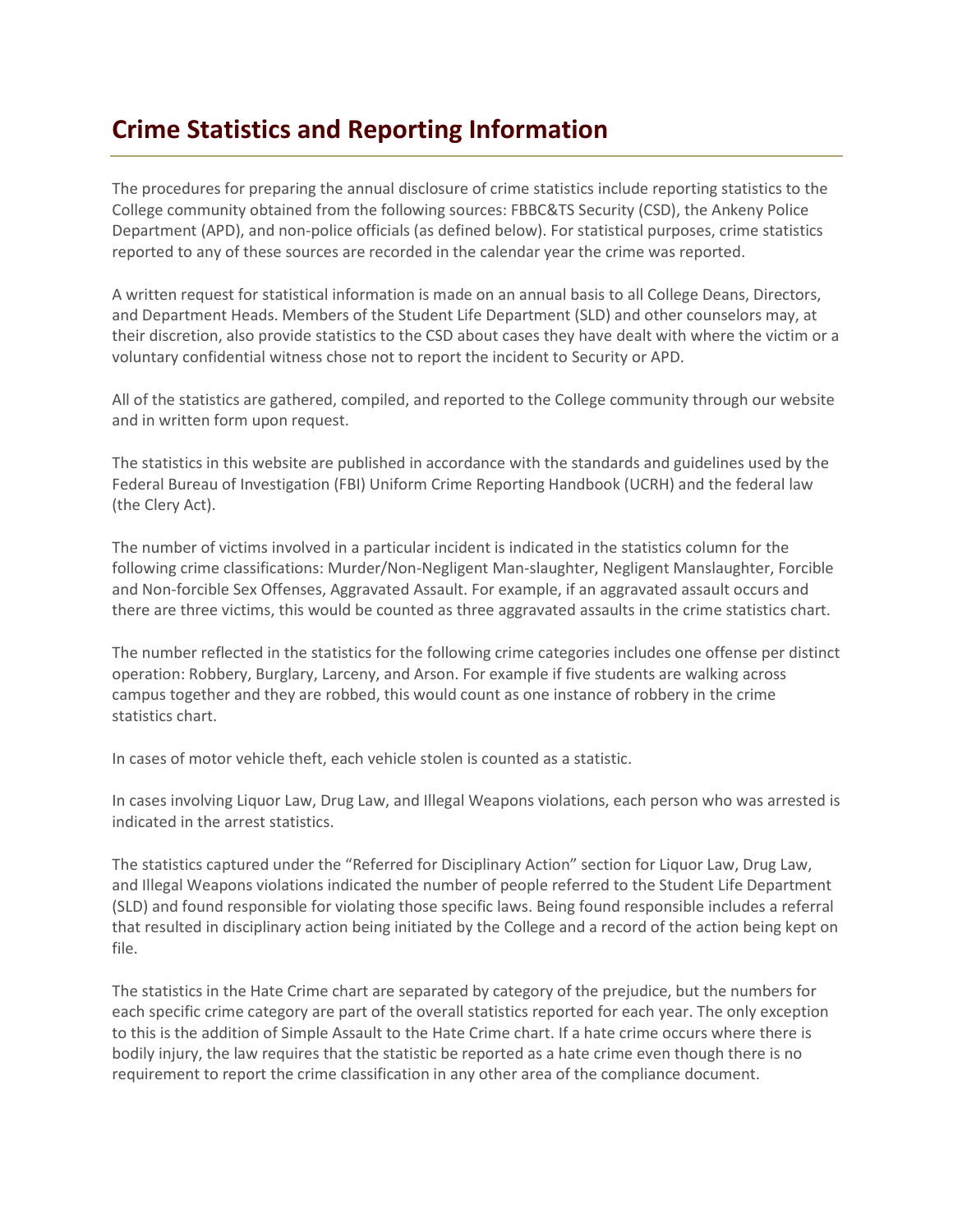# Crime Statistics and Reporting Information

The procedures for preparing the annual disclosure of crime statistics include reporting statistics to the College community obtained from the following sources: FBBC&TS Security (CSD), the Ankeny Police Department (APD), and non-police officials (as defined below). For statistical purposes, crime statistics reported to any of these sources are recorded in the calendar year the crime was reported.

A written request for statistical information is made on an annual basis to all College Deans, Directors, and Department Heads. Members of the Student Life Department (SLD) and other counselors may, at their discretion, also provide statistics to the CSD about cases they have dealt with where the victim or a voluntary confidential witness chose not to report the incident to Security or APD.

All of the statistics are gathered, compiled, and reported to the College community through our website and in written form upon request.

The statistics in this website are published in accordance with the standards and guidelines used by the Federal Bureau of Investigation (FBI) Uniform Crime Reporting Handbook (UCRH) and the federal law (the Clery Act).

The number of victims involved in a particular incident is indicated in the statistics column for the following crime classifications: Murder/Non-Negligent Man-slaughter, Negligent Manslaughter, Forcible and Non-forcible Sex Offenses, Aggravated Assault. For example, if an aggravated assault occurs and there are three victims, this would be counted as three aggravated assaults in the crime statistics chart.

The number reflected in the statistics for the following crime categories includes one offense per distinct operation: Robbery, Burglary, Larceny, and Arson. For example if five students are walking across campus together and they are robbed, this would count as one instance of robbery in the crime statistics chart.

In cases of motor vehicle theft, each vehicle stolen is counted as a statistic.

In cases involving Liquor Law, Drug Law, and Illegal Weapons violations, each person who was arrested is indicated in the arrest statistics.

The statistics captured under the "Referred for Disciplinary Action" section for Liquor Law, Drug Law, and Illegal Weapons violations indicated the number of people referred to the Student Life Department (SLD) and found responsible for violating those specific laws. Being found responsible includes a referral that resulted in disciplinary action being initiated by the College and a record of the action being kept on file.

The statistics in the Hate Crime chart are separated by category of the prejudice, but the numbers for each specific crime category are part of the overall statistics reported for each year. The only exception to this is the addition of Simple Assault to the Hate Crime chart. If a hate crime occurs where there is bodily injury, the law requires that the statistic be reported as a hate crime even though there is no requirement to report the crime classification in any other area of the compliance document.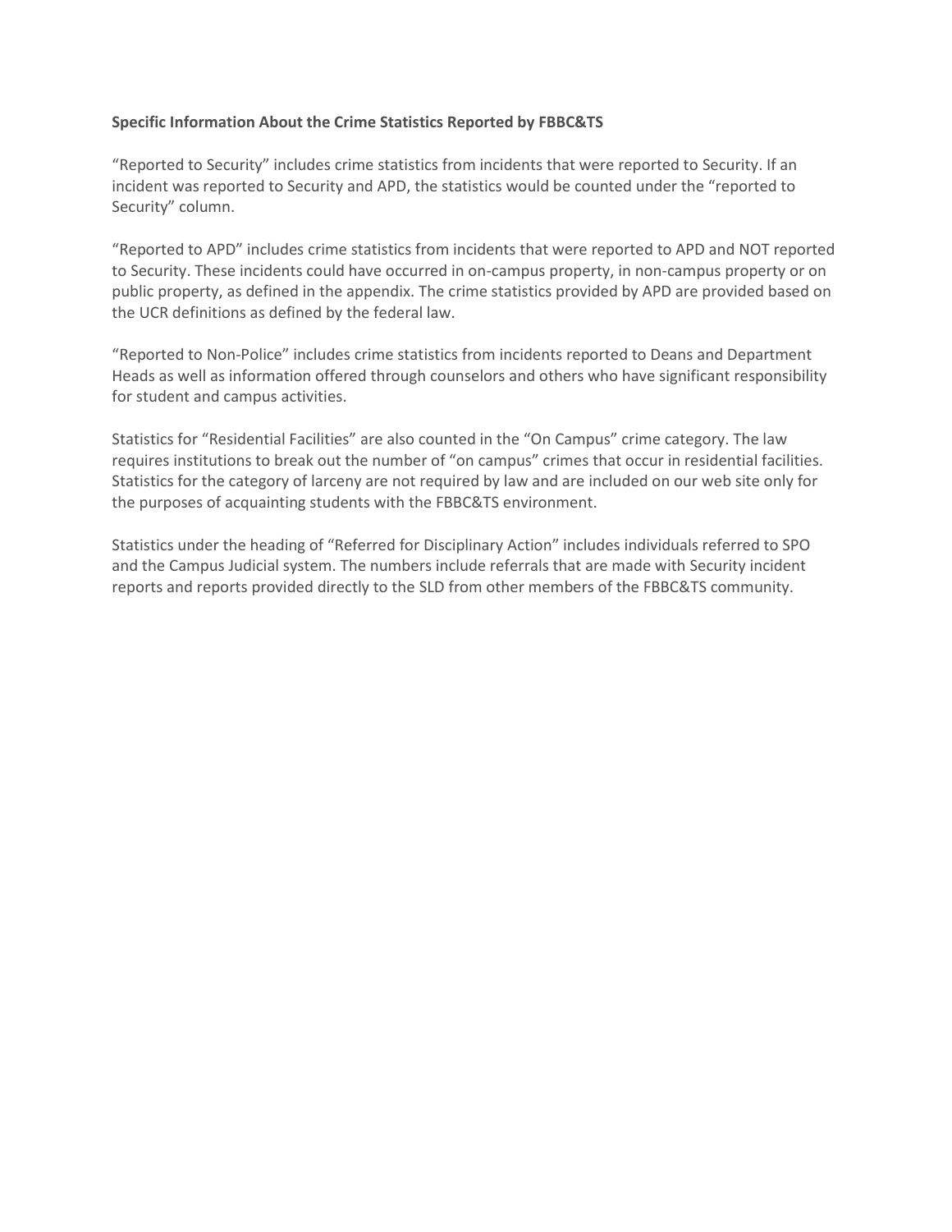**Specific Information About the Crime Statistics Reported by FBBC&TS**

“Reported to Security” includes crime statistics from incidents that were reported to Security. If an incident was reported to Security and APD, the statistics would be counted under the “reported to Security” column.

“Reported to APD” includes crime statistics from incidents that were reported to APD and NOT reported to Security. These incidents could have occurred in on-campus property, in non-campus property or on public property, as defined in the appendix. The crime statistics provided by APD are provided based on the UCR definitions as defined by the federal law.

“Reported to Non-Police” includes crime statistics from incidents reported to Deans and Department Heads as well as information offered through counselors and others who have significant responsibility for student and campus activities.

Statistics for “Residential Facilities” are also counted in the “On Campus” crime category. The law requires institutions to break out the number of “on campus” crimes that occur in residential facilities. Statistics for the category of larceny are not required by law and are included on our web site only for the purposes of acquainting students with the FBBC&TS environment.

Statistics under the heading of “Referred for Disciplinary Action” includes individuals referred to SPO and the Campus Judicial system. The numbers include referrals that are made with Security incident reports and reports provided directly to the SLD from other members of the FBBC&TS community.